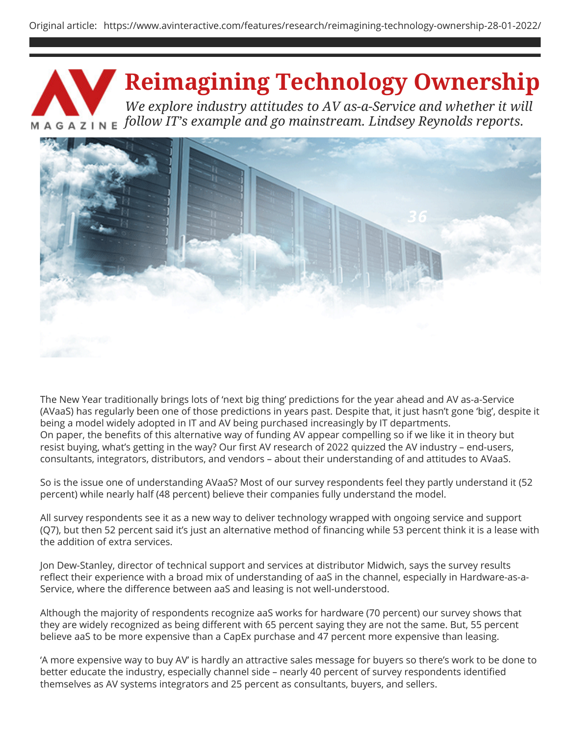Original article: https://www.avinteractive.com/features/research/reimagining-technology-ownership-28-01-2022/

# Reimagining Technology Ownership

*We explore industry attitudes to AV as-a-Service and whether it will follow IT's example and go mainstream. Lindsey Reynolds reports.*

The New Year traditionally brings lots of 'next big thing' predictions for the year ahead and AV as-a-Service (AVaaS) has regularly been one of those predictions in years past. Despite that, it just hasn't gone 'big', despite it being a model widely adopted in IT and AV being purchased increasingly by IT departments.
On paper, the benefits of this alternative way of funding AV appear compelling so if we like it in theory but resist buying, what's getting in the way? Our first AV research of 2022 quizzed the AV industry – end-users, consultants, integrators, distributors, and vendors – about their understanding of and attitudes to AVaaS.

So is the issue one of understanding AVaaS? Most of our survey respondents feel they partly understand it (52 percent) while nearly half (48 percent) believe their companies fully understand the model.

All survey respondents see it as a new way to deliver technology wrapped with ongoing service and support (Q7), but then 52 percent said it's just an alternative method of financing while 53 percent think it is a lease with the addition of extra services.

Jon Dew-Stanley, director of technical support and services at distributor Midwich, says the survey results reflect their experience with a broad mix of understanding of aaS in the channel, especially in Hardware-as-a-Service, where the difference between aaS and leasing is not well-understood.

Although the majority of respondents recognize aaS works for hardware (70 percent) our survey shows that they are widely recognized as being different with 65 percent saying they are not the same. But, 55 percent believe aaS to be more expensive than a CapEx purchase and 47 percent more expensive than leasing.

'A more expensive way to buy AV' is hardly an attractive sales message for buyers so there's work to be done to better educate the industry, especially channel side – nearly 40 percent of survey respondents identified themselves as AV systems integrators and 25 percent as consultants, buyers, and sellers.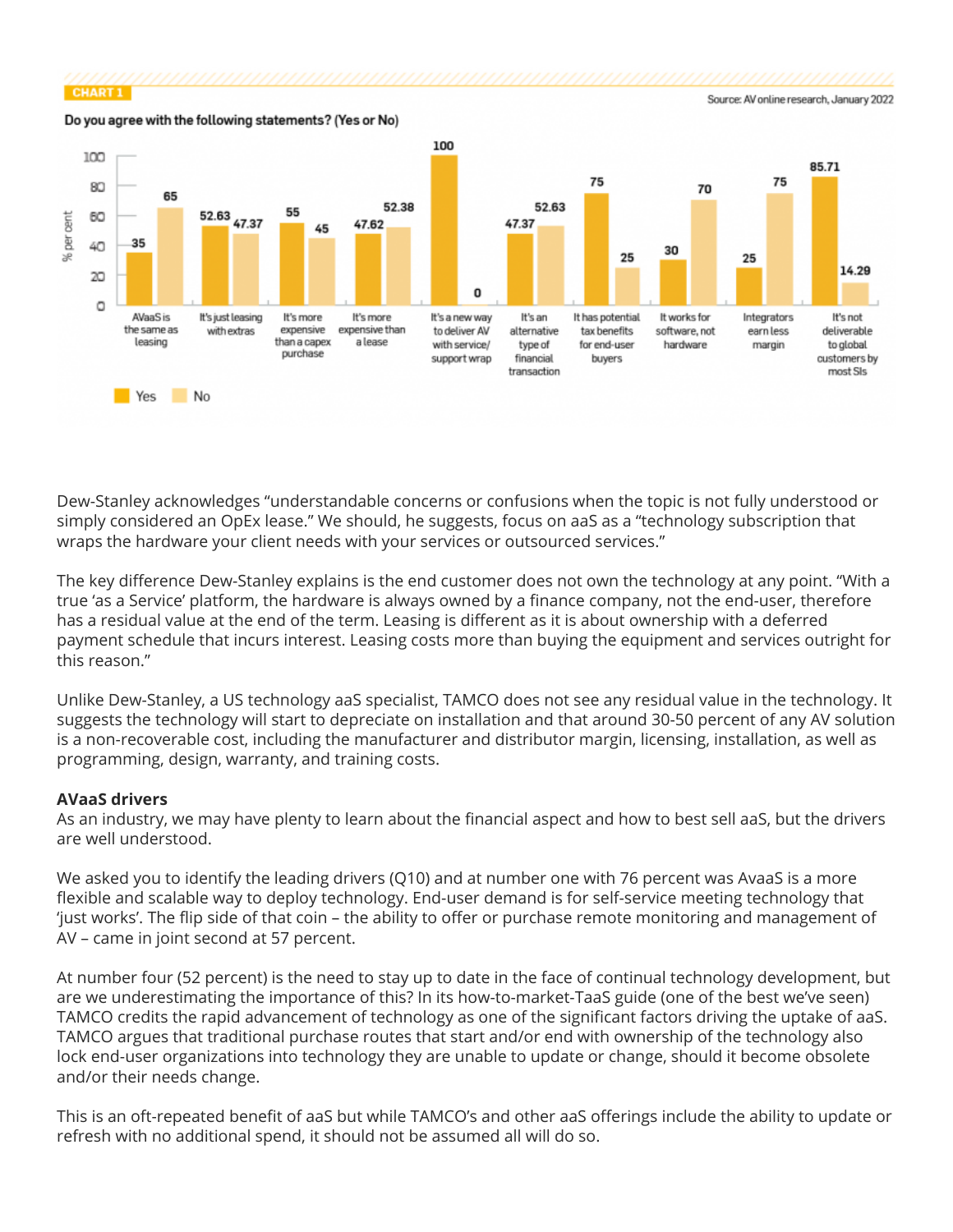CHART 1

Source: AV online research, January 2022

Do you agree with the following statements? (Yes or No)

| Statement | Yes (%) | No (%) |
| --- | --- | --- |
| AVaaS is the same as leasing | 35 | 65 |
| It's just leasing with extras | 52.63 | 47.37 |
| It's more expensive than a capex purchase | 55 | 45 |
| It's more expensive than a lease | 47.62 | 52.38 |
| It's a new way to deliver AV with service/support wrap | 100 | 0 |
| It's an alternative type of financial transaction | 47.37 | 52.63 |
| It has potential tax benefits for end-user buyers | 75 | 25 |
| It works for software, not hardware | 30 | 70 |
| Integrators earn less margin | 25 | 75 |
| It's not deliverable to global customers by most SIs | 85.71 | 14.29 |

Dew-Stanley acknowledges "understandable concerns or confusions when the topic is not fully understood or simply considered an OpEx lease." We should, he suggests, focus on aaS as a "technology subscription that wraps the hardware your client needs with your services or outsourced services."

The key difference Dew-Stanley explains is the end customer does not own the technology at any point. "With a true 'as a Service' platform, the hardware is always owned by a finance company, not the end-user, therefore has a residual value at the end of the term. Leasing is different as it is about ownership with a deferred payment schedule that incurs interest. Leasing costs more than buying the equipment and services outright for this reason."

Unlike Dew-Stanley, a US technology aaS specialist, TAMCO does not see any residual value in the technology. It suggests the technology will start to depreciate on installation and that around 30-50 percent of any AV solution is a non-recoverable cost, including the manufacturer and distributor margin, licensing, installation, as well as programming, design, warranty, and training costs.

**AVaaS drivers**

As an industry, we may have plenty to learn about the financial aspect and how to best sell aaS, but the drivers are well understood.

We asked you to identify the leading drivers (Q10) and at number one with 76 percent was AvaaS is a more flexible and scalable way to deploy technology. End-user demand is for self-service meeting technology that 'just works'. The flip side of that coin – the ability to offer or purchase remote monitoring and management of AV – came in joint second at 57 percent.

At number four (52 percent) is the need to stay up to date in the face of continual technology development, but are we underestimating the importance of this? In its how-to-market-TaaS guide (one of the best we've seen) TAMCO credits the rapid advancement of technology as one of the significant factors driving the uptake of aaS. TAMCO argues that traditional purchase routes that start and/or end with ownership of the technology also lock end-user organizations into technology they are unable to update or change, should it become obsolete and/or their needs change.

This is an oft-repeated benefit of aaS but while TAMCO's and other aaS offerings include the ability to update or refresh with no additional spend, it should not be assumed all will do so.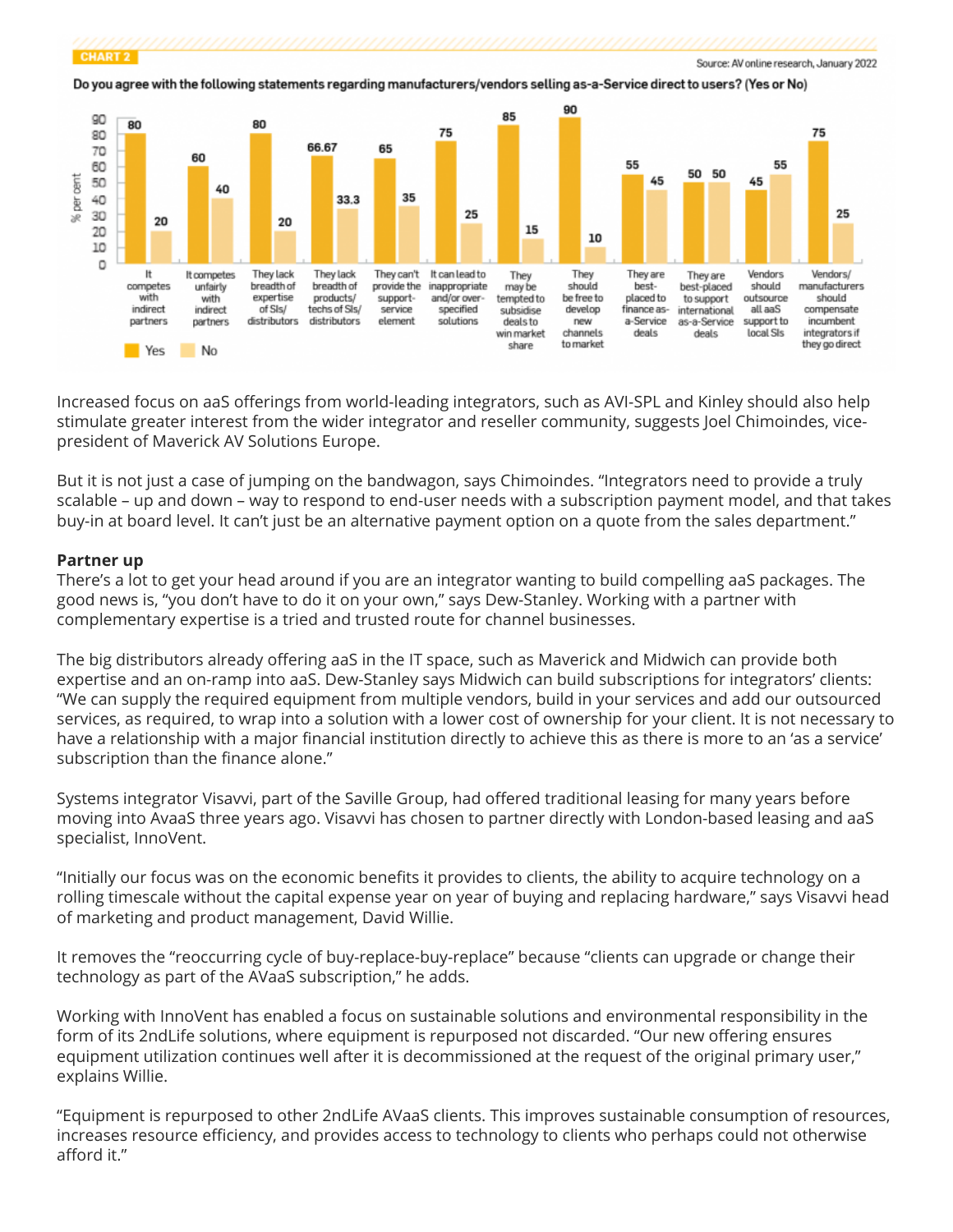CHART 2

Source: AV online research, January 2022

**Do you agree with the following statements regarding manufacturers/vendors selling as-a-Service direct to users? (Yes or No)**

| Statement | Yes (% per cent) | No (% per cent) |
|---|---|---|
| It competes with indirect partners | 80 | 20 |
| It competes unfairly with indirect partners | 60 | 40 |
| They lack breadth of expertise of SIs/distributors | 80 | 20 |
| They lack breadth of products/techs of SIs/distributors | 66.67 | 33.3 |
| They can't provide the support-service element | 65 | 35 |
| It can lead to inappropriate and/or over-specified solutions | 75 | 25 |
| They may be tempted to subsidise deals to win market share | 85 | 15 |
| They should be free to develop new channels to market | 90 | 10 |
| They are best-placed to finance as-a-Service deals | 55 | 45 |
| They are best-placed to support international as-a-Service deals | 50 | 50 |
| Vendors should outsource all aaS support to local SIs | 45 | 55 |
| Vendors/manufacturers should compensate incumbent integrators if they go direct | 75 | 25 |

Increased focus on aaS offerings from world-leading integrators, such as AVI-SPL and Kinley should also help stimulate greater interest from the wider integrator and reseller community, suggests Joel Chimoindes, vice-president of Maverick AV Solutions Europe.

But it is not just a case of jumping on the bandwagon, says Chimoindes. "Integrators need to provide a truly scalable – up and down – way to respond to end-user needs with a subscription payment model, and that takes buy-in at board level. It can't just be an alternative payment option on a quote from the sales department."

**Partner up**

There's a lot to get your head around if you are an integrator wanting to build compelling aaS packages. The good news is, "you don't have to do it on your own," says Dew-Stanley. Working with a partner with complementary expertise is a tried and trusted route for channel businesses.

The big distributors already offering aaS in the IT space, such as Maverick and Midwich can provide both expertise and an on-ramp into aaS. Dew-Stanley says Midwich can build subscriptions for integrators' clients: "We can supply the required equipment from multiple vendors, build in your services and add our outsourced services, as required, to wrap into a solution with a lower cost of ownership for your client. It is not necessary to have a relationship with a major financial institution directly to achieve this as there is more to an 'as a service' subscription than the finance alone."

Systems integrator Visavvi, part of the Saville Group, had offered traditional leasing for many years before moving into AvaaS three years ago. Visavvi has chosen to partner directly with London-based leasing and aaS specialist, InnoVent.

"Initially our focus was on the economic benefits it provides to clients, the ability to acquire technology on a rolling timescale without the capital expense year on year of buying and replacing hardware," says Visavvi head of marketing and product management, David Willie.

It removes the "reoccurring cycle of buy-replace-buy-replace" because "clients can upgrade or change their technology as part of the AVaaS subscription," he adds.

Working with InnoVent has enabled a focus on sustainable solutions and environmental responsibility in the form of its 2ndLife solutions, where equipment is repurposed not discarded. "Our new offering ensures equipment utilization continues well after it is decommissioned at the request of the original primary user," explains Willie.

"Equipment is repurposed to other 2ndLife AVaaS clients. This improves sustainable consumption of resources, increases resource efficiency, and provides access to technology to clients who perhaps could not otherwise afford it."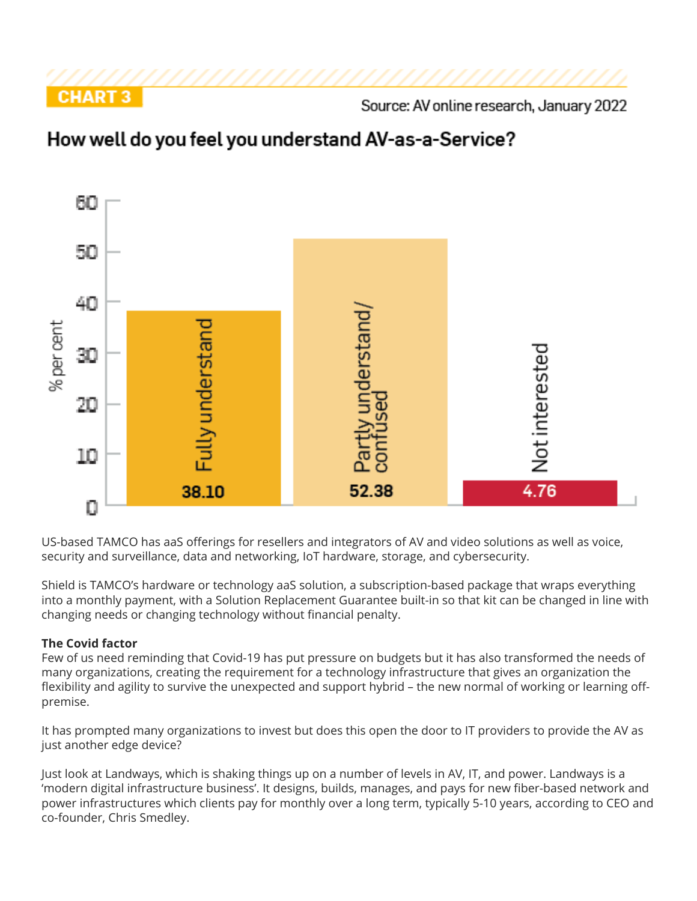CHART 3

Source: AV online research, January 2022

**How well do you feel you understand AV-as-a-Service?**

| Response | % per cent |
| --- | --- |
| Fully understand | 38.10 |
| Partly understand/confused | 52.38 |
| Not interested | 4.76 |

US-based TAMCO has aaS offerings for resellers and integrators of AV and video solutions as well as voice, security and surveillance, data and networking, IoT hardware, storage, and cybersecurity.

Shield is TAMCO's hardware or technology aaS solution, a subscription-based package that wraps everything into a monthly payment, with a Solution Replacement Guarantee built-in so that kit can be changed in line with changing needs or changing technology without financial penalty.

**The Covid factor**

Few of us need reminding that Covid-19 has put pressure on budgets but it has also transformed the needs of many organizations, creating the requirement for a technology infrastructure that gives an organization the flexibility and agility to survive the unexpected and support hybrid – the new normal of working or learning off-premise.

It has prompted many organizations to invest but does this open the door to IT providers to provide the AV as just another edge device?

Just look at Landways, which is shaking things up on a number of levels in AV, IT, and power. Landways is a 'modern digital infrastructure business'. It designs, builds, manages, and pays for new fiber-based network and power infrastructures which clients pay for monthly over a long term, typically 5-10 years, according to CEO and co-founder, Chris Smedley.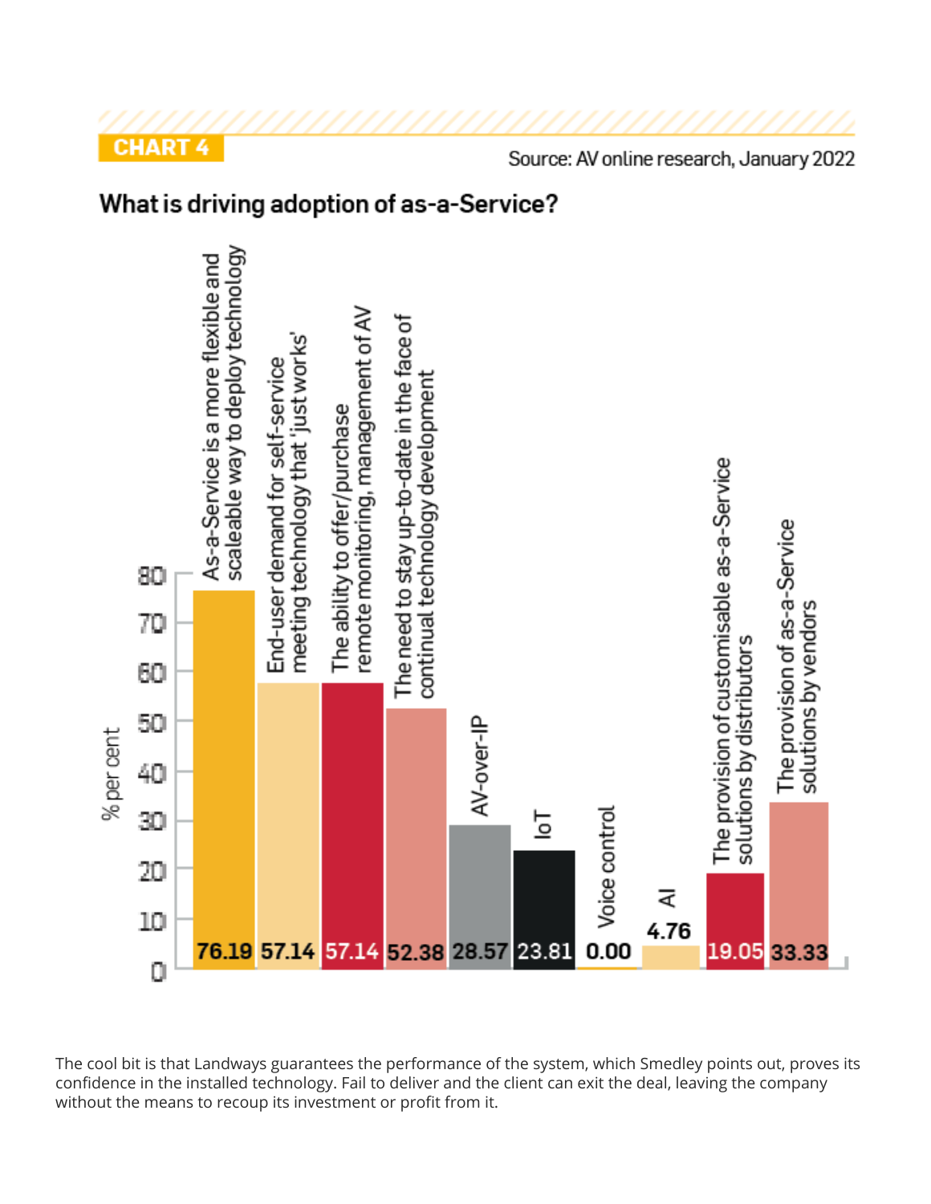**CHART 4**

Source: AV online research, January 2022

### What is driving adoption of as-a-Service?

| Driver | % per cent |
| --- | --- |
| As-a-Service is a more flexible and scaleable way to deploy technology | 76.19 |
| End-user demand for self-service meeting technology that 'just works' | 57.14 |
| The ability to offer/purchase remote monitoring, management of AV | 57.14 |
| The need to stay up-to-date in the face of continual technology development | 52.38 |
| AV-over-IP | 28.57 |
| IoT | 23.81 |
| Voice control | 0.00 |
| AI | 4.76 |
| The provision of customisable as-a-Service solutions by distributors | 19.05 |
| The provision of as-a-Service solutions by vendors | 33.33 |

The cool bit is that Landways guarantees the performance of the system, which Smedley points out, proves its confidence in the installed technology. Fail to deliver and the client can exit the deal, leaving the company without the means to recoup its investment or profit from it.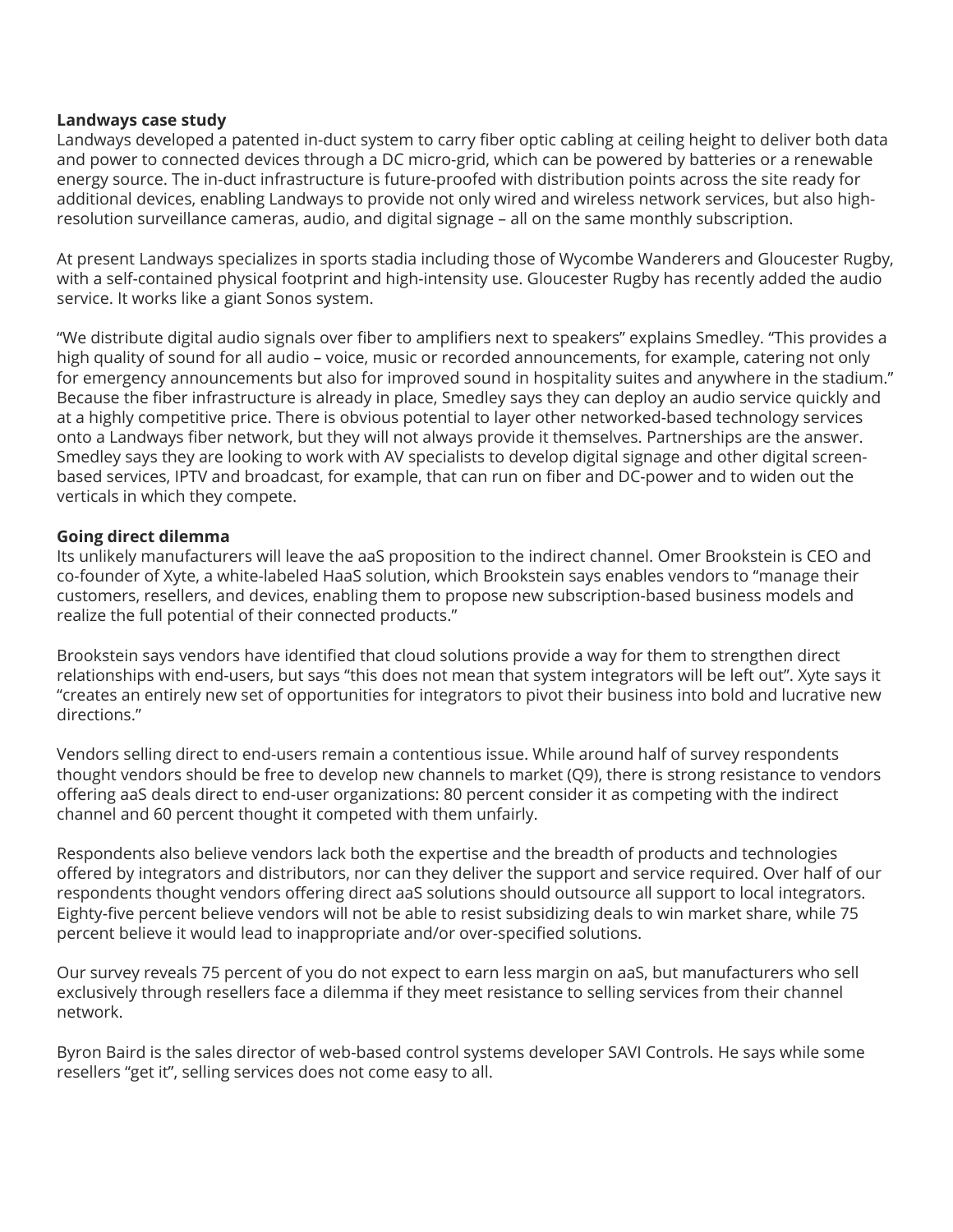**Landways case study**

Landways developed a patented in-duct system to carry fiber optic cabling at ceiling height to deliver both data and power to connected devices through a DC micro-grid, which can be powered by batteries or a renewable energy source. The in-duct infrastructure is future-proofed with distribution points across the site ready for additional devices, enabling Landways to provide not only wired and wireless network services, but also high-resolution surveillance cameras, audio, and digital signage – all on the same monthly subscription.

At present Landways specializes in sports stadia including those of Wycombe Wanderers and Gloucester Rugby, with a self-contained physical footprint and high-intensity use. Gloucester Rugby has recently added the audio service. It works like a giant Sonos system.

“We distribute digital audio signals over fiber to amplifiers next to speakers” explains Smedley. “This provides a high quality of sound for all audio – voice, music or recorded announcements, for example, catering not only for emergency announcements but also for improved sound in hospitality suites and anywhere in the stadium.” Because the fiber infrastructure is already in place, Smedley says they can deploy an audio service quickly and at a highly competitive price. There is obvious potential to layer other networked-based technology services onto a Landways fiber network, but they will not always provide it themselves. Partnerships are the answer. Smedley says they are looking to work with AV specialists to develop digital signage and other digital screen-based services, IPTV and broadcast, for example, that can run on fiber and DC-power and to widen out the verticals in which they compete.

**Going direct dilemma**

Its unlikely manufacturers will leave the aaS proposition to the indirect channel. Omer Brookstein is CEO and co-founder of Xyte, a white-labeled HaaS solution, which Brookstein says enables vendors to “manage their customers, resellers, and devices, enabling them to propose new subscription-based business models and realize the full potential of their connected products.”

Brookstein says vendors have identified that cloud solutions provide a way for them to strengthen direct relationships with end-users, but says “this does not mean that system integrators will be left out”. Xyte says it “creates an entirely new set of opportunities for integrators to pivot their business into bold and lucrative new directions.”

Vendors selling direct to end-users remain a contentious issue. While around half of survey respondents thought vendors should be free to develop new channels to market (Q9), there is strong resistance to vendors offering aaS deals direct to end-user organizations: 80 percent consider it as competing with the indirect channel and 60 percent thought it competed with them unfairly.

Respondents also believe vendors lack both the expertise and the breadth of products and technologies offered by integrators and distributors, nor can they deliver the support and service required. Over half of our respondents thought vendors offering direct aaS solutions should outsource all support to local integrators. Eighty-five percent believe vendors will not be able to resist subsidizing deals to win market share, while 75 percent believe it would lead to inappropriate and/or over-specified solutions.

Our survey reveals 75 percent of you do not expect to earn less margin on aaS, but manufacturers who sell exclusively through resellers face a dilemma if they meet resistance to selling services from their channel network.

Byron Baird is the sales director of web-based control systems developer SAVI Controls. He says while some resellers “get it”, selling services does not come easy to all.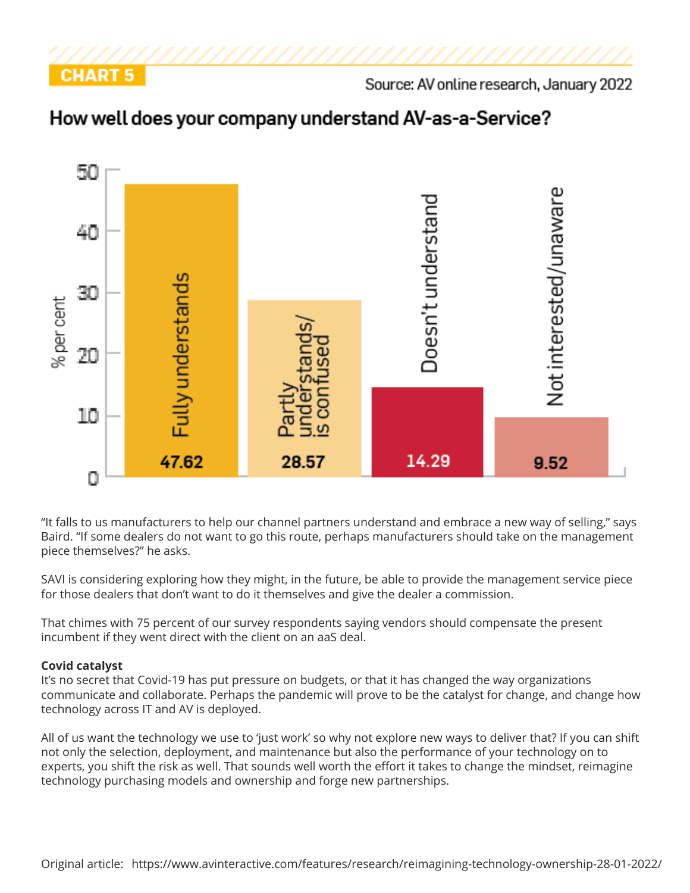CHART 5

Source: AV online research, January 2022

How well does your company understand AV-as-a-Service?

% per cent

0
10
20
30
40
50

Fully understands
47.62

Partly understands/ is confused
28.57

Doesn't understand
14.29

Not interested/unaware
9.52

"It falls to us manufacturers to help our channel partners understand and embrace a new way of selling," says Baird. "If some dealers do not want to go this route, perhaps manufacturers should take on the management piece themselves?" he asks.

SAVI is considering exploring how they might, in the future, be able to provide the management service piece for those dealers that don't want to do it themselves and give the dealer a commission.

That chimes with 75 percent of our survey respondents saying vendors should compensate the present incumbent if they went direct with the client on an aaS deal.

**Covid catalyst**

It's no secret that Covid-19 has put pressure on budgets, or that it has changed the way organizations communicate and collaborate. Perhaps the pandemic will prove to be the catalyst for change, and change how technology across IT and AV is deployed.

All of us want the technology we use to 'just work' so why not explore new ways to deliver that? If you can shift not only the selection, deployment, and maintenance but also the performance of your technology on to experts, you shift the risk as well. That sounds well worth the effort it takes to change the mindset, reimagine technology purchasing models and ownership and forge new partnerships.

Original article: https://www.avinteractive.com/features/research/reimagining-technology-ownership-28-01-2022/